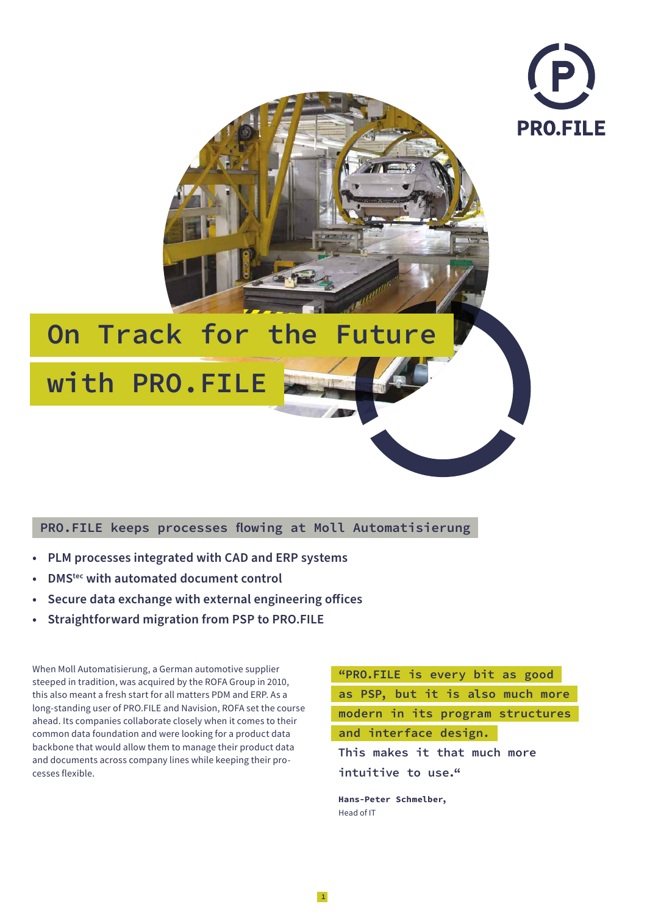# On Track for the Future with PRO.FILE

## PRO.FILE keeps processes flowing at Moll Automatisierung

- **PLM processes integrated with CAD and ERP systems**
- **DMS^tec with automated document control**
- **Secure data exchange with external engineering offices**
- **Straightforward migration from PSP to PRO.FILE**

When Moll Automatisierung, a German automotive supplier steeped in tradition, was acquired by the ROFA Group in 2010, this also meant a fresh start for all matters PDM and ERP. As a long-standing user of PRO.FILE and Navision, ROFA set the course ahead. Its companies collaborate closely when it comes to their common data foundation and were looking for a product data backbone that would allow them to manage their product data and documents across company lines while keeping their processes flexible.

> "PRO.FILE is every bit as good as PSP, but it is also much more modern in its program structures and interface design. This makes it that much more intuitive to use."
>
> **Hans-Peter Schmelber,**
> Head of IT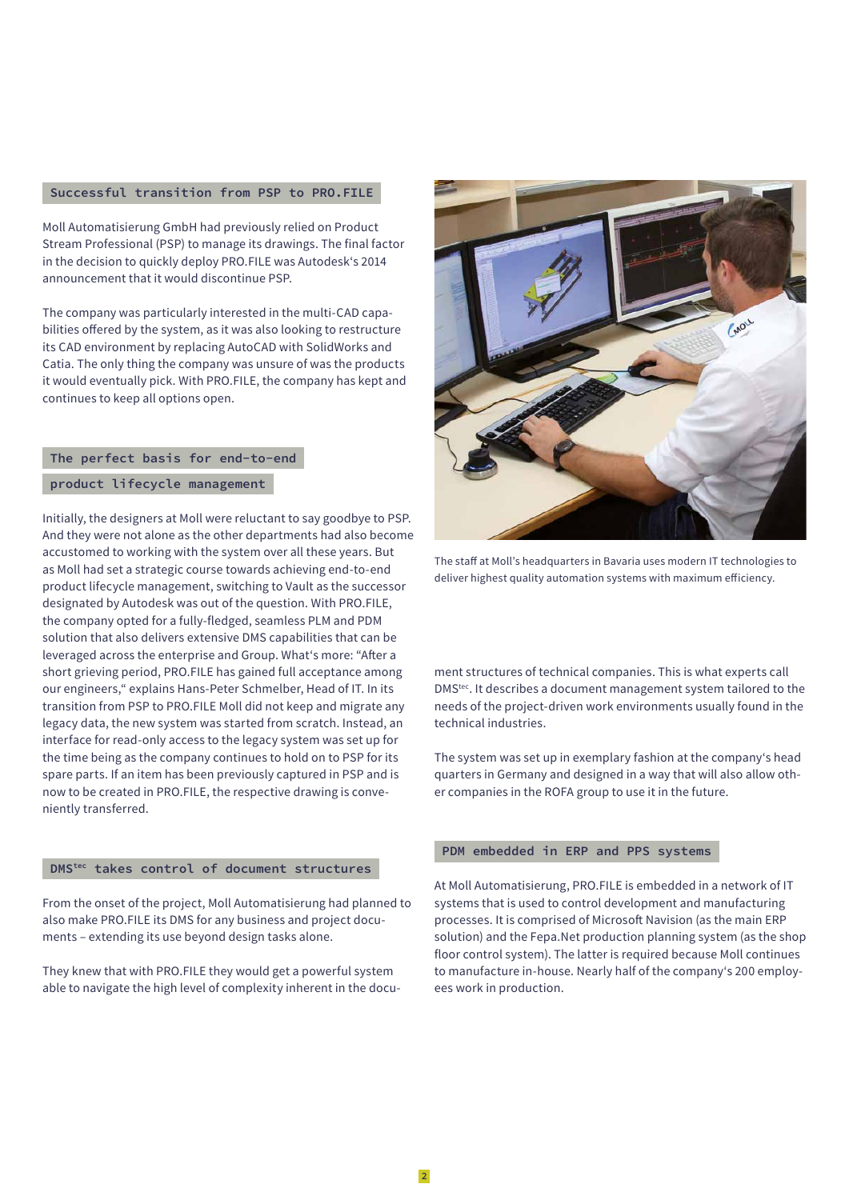## Successful transition from PSP to PRO.FILE

Moll Automatisierung GmbH had previously relied on Product Stream Professional (PSP) to manage its drawings. The final factor in the decision to quickly deploy PRO.FILE was Autodesk's 2014 announcement that it would discontinue PSP.

The company was particularly interested in the multi-CAD capabilities offered by the system, as it was also looking to restructure its CAD environment by replacing AutoCAD with SolidWorks and Catia. The only thing the company was unsure of was the products it would eventually pick. With PRO.FILE, the company has kept and continues to keep all options open.

## The perfect basis for end-to-end product lifecycle management

Initially, the designers at Moll were reluctant to say goodbye to PSP. And they were not alone as the other departments had also become accustomed to working with the system over all these years. But as Moll had set a strategic course towards achieving end-to-end product lifecycle management, switching to Vault as the successor designated by Autodesk was out of the question. With PRO.FILE, the company opted for a fully-fledged, seamless PLM and PDM solution that also delivers extensive DMS capabilities that can be leveraged across the enterprise and Group. What's more: "After a short grieving period, PRO.FILE has gained full acceptance among our engineers," explains Hans-Peter Schmelber, Head of IT. In its transition from PSP to PRO.FILE Moll did not keep and migrate any legacy data, the new system was started from scratch. Instead, an interface for read-only access to the legacy system was set up for the time being as the company continues to hold on to PSP for its spare parts. If an item has been previously captured in PSP and is now to be created in PRO.FILE, the respective drawing is conveniently transferred.

## DMS$^{tec}$ takes control of document structures

From the onset of the project, Moll Automatisierung had planned to also make PRO.FILE its DMS for any business and project documents – extending its use beyond design tasks alone.

They knew that with PRO.FILE they would get a powerful system able to navigate the high level of complexity inherent in the document structures of technical companies. This is what experts call DMS$^{tec}$. It describes a document management system tailored to the needs of the project-driven work environments usually found in the technical industries.

The system was set up in exemplary fashion at the company's head quarters in Germany and designed in a way that will also allow other companies in the ROFA group to use it in the future.

The staff at Moll's headquarters in Bavaria uses modern IT technologies to deliver highest quality automation systems with maximum efficiency.

## PDM embedded in ERP and PPS systems

At Moll Automatisierung, PRO.FILE is embedded in a network of IT systems that is used to control development and manufacturing processes. It is comprised of Microsoft Navision (as the main ERP solution) and the Fepa.Net production planning system (as the shop floor control system). The latter is required because Moll continues to manufacture in-house. Nearly half of the company's 200 employees work in production.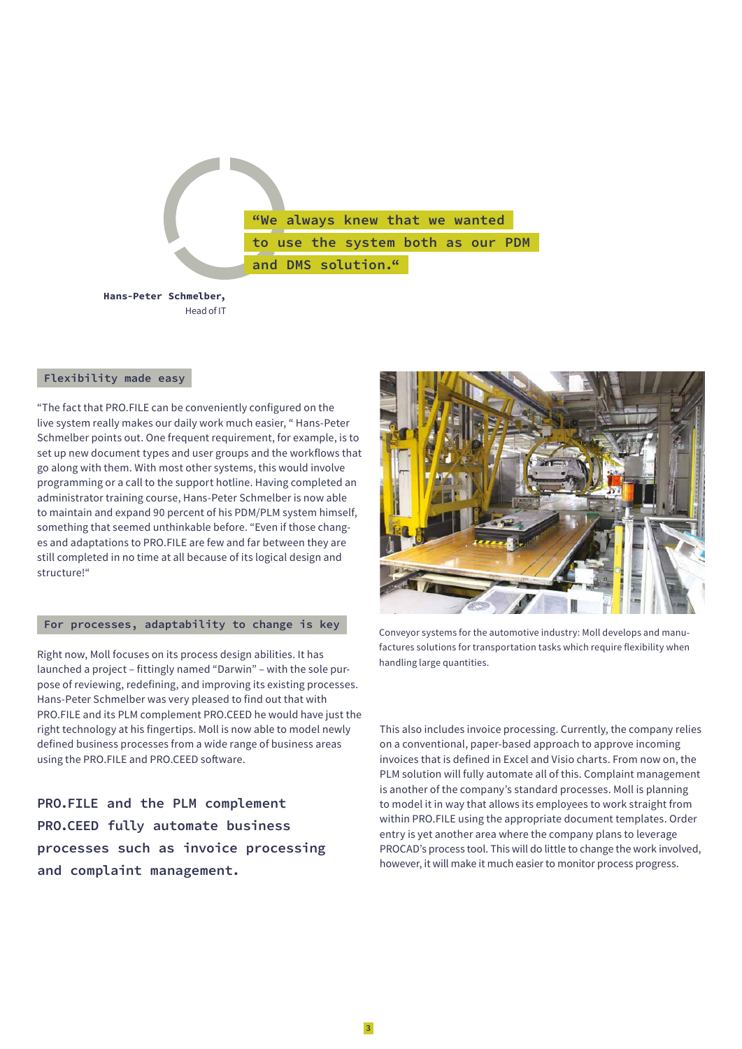> "We always knew that we wanted to use the system both as our PDM and DMS solution."

**Hans-Peter Schmelber,**
Head of IT

## Flexibility made easy

"The fact that PRO.FILE can be conveniently configured on the live system really makes our daily work much easier, " Hans-Peter Schmelber points out. One frequent requirement, for example, is to set up new document types and user groups and the workflows that go along with them. With most other systems, this would involve programming or a call to the support hotline. Having completed an administrator training course, Hans-Peter Schmelber is now able to maintain and expand 90 percent of his PDM/PLM system himself, something that seemed unthinkable before. "Even if those changes and adaptations to PRO.FILE are few and far between they are still completed in no time at all because of its logical design and structure!"

## For processes, adaptability to change is key

Right now, Moll focuses on its process design abilities. It has launched a project – fittingly named "Darwin" – with the sole purpose of reviewing, redefining, and improving its existing processes. Hans-Peter Schmelber was very pleased to find out that with PRO.FILE and its PLM complement PRO.CEED he would have just the right technology at his fingertips. Moll is now able to model newly defined business processes from a wide range of business areas using the PRO.FILE and PRO.CEED software.

**PRO.FILE and the PLM complement PRO.CEED fully automate business processes such as invoice processing and complaint management.**

Conveyor systems for the automotive industry: Moll develops and manufactures solutions for transportation tasks which require flexibility when handling large quantities.

This also includes invoice processing. Currently, the company relies on a conventional, paper-based approach to approve incoming invoices that is defined in Excel and Visio charts. From now on, the PLM solution will fully automate all of this. Complaint management is another of the company's standard processes. Moll is planning to model it in way that allows its employees to work straight from within PRO.FILE using the appropriate document templates. Order entry is yet another area where the company plans to leverage PROCAD's process tool. This will do little to change the work involved, however, it will make it much easier to monitor process progress.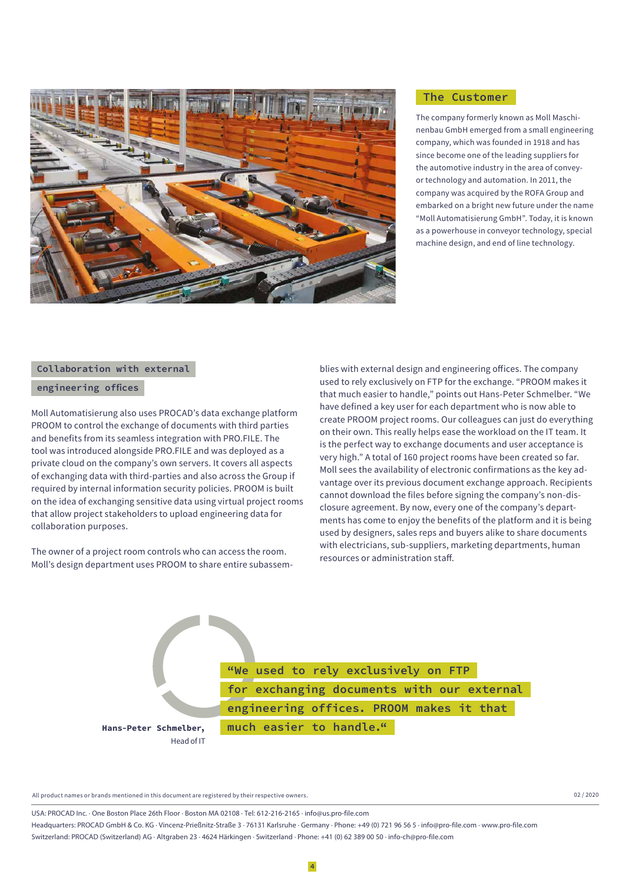## The Customer

The company formerly known as Moll Maschinenbau GmbH emerged from a small engineering company, which was founded in 1918 and has since become one of the leading suppliers for the automotive industry in the area of conveyor technology and automation. In 2011, the company was acquired by the ROFA Group and embarked on a bright new future under the name "Moll Automatisierung GmbH". Today, it is known as a powerhouse in conveyor technology, special machine design, and end of line technology.

## Collaboration with external engineering offices

Moll Automatisierung also uses PROCAD's data exchange platform PROOM to control the exchange of documents with third parties and benefits from its seamless integration with PRO.FILE. The tool was introduced alongside PRO.FILE and was deployed as a private cloud on the company's own servers. It covers all aspects of exchanging data with third-parties and also across the Group if required by internal information security policies. PROOM is built on the idea of exchanging sensitive data using virtual project rooms that allow project stakeholders to upload engineering data for collaboration purposes.

The owner of a project room controls who can access the room. Moll's design department uses PROOM to share entire subassemblies with external design and engineering offices. The company used to rely exclusively on FTP for the exchange. "PROOM makes it that much easier to handle," points out Hans-Peter Schmelber. "We have defined a key user for each department who is now able to create PROOM project rooms. Our colleagues can just do everything on their own. This really helps ease the workload on the IT team. It is the perfect way to exchange documents and user acceptance is very high." A total of 160 project rooms have been created so far. Moll sees the availability of electronic confirmations as the key advantage over its previous document exchange approach. Recipients cannot download the files before signing the company's non-disclosure agreement. By now, every one of the company's departments has come to enjoy the benefits of the platform and it is being used by designers, sales reps and buyers alike to share documents with electricians, sub-suppliers, marketing departments, human resources or administration staff.

> **"We used to rely exclusively on FTP for exchanging documents with our external engineering offices. PROOM makes it that much easier to handle."**
>
> **Hans-Peter Schmelber,**
> Head of IT

All product names or brands mentioned in this document are registered by their respective owners.

02 / 2020

USA: PROCAD Inc. · One Boston Place 26th Floor · Boston MA 02108 · Tel: 612-216-2165 · info@us.pro-file.com
Headquarters: PROCAD GmbH & Co. KG · Vincenz-Prießnitz-Straße 3 · 76131 Karlsruhe · Germany · Phone: +49 (0) 721 96 56 5 · info@pro-file.com · www.pro-file.com
Switzerland: PROCAD (Switzerland) AG · Altgraben 23 · 4624 Härkingen · Switzerland · Phone: +41 (0) 62 389 00 50 · info-ch@pro-file.com